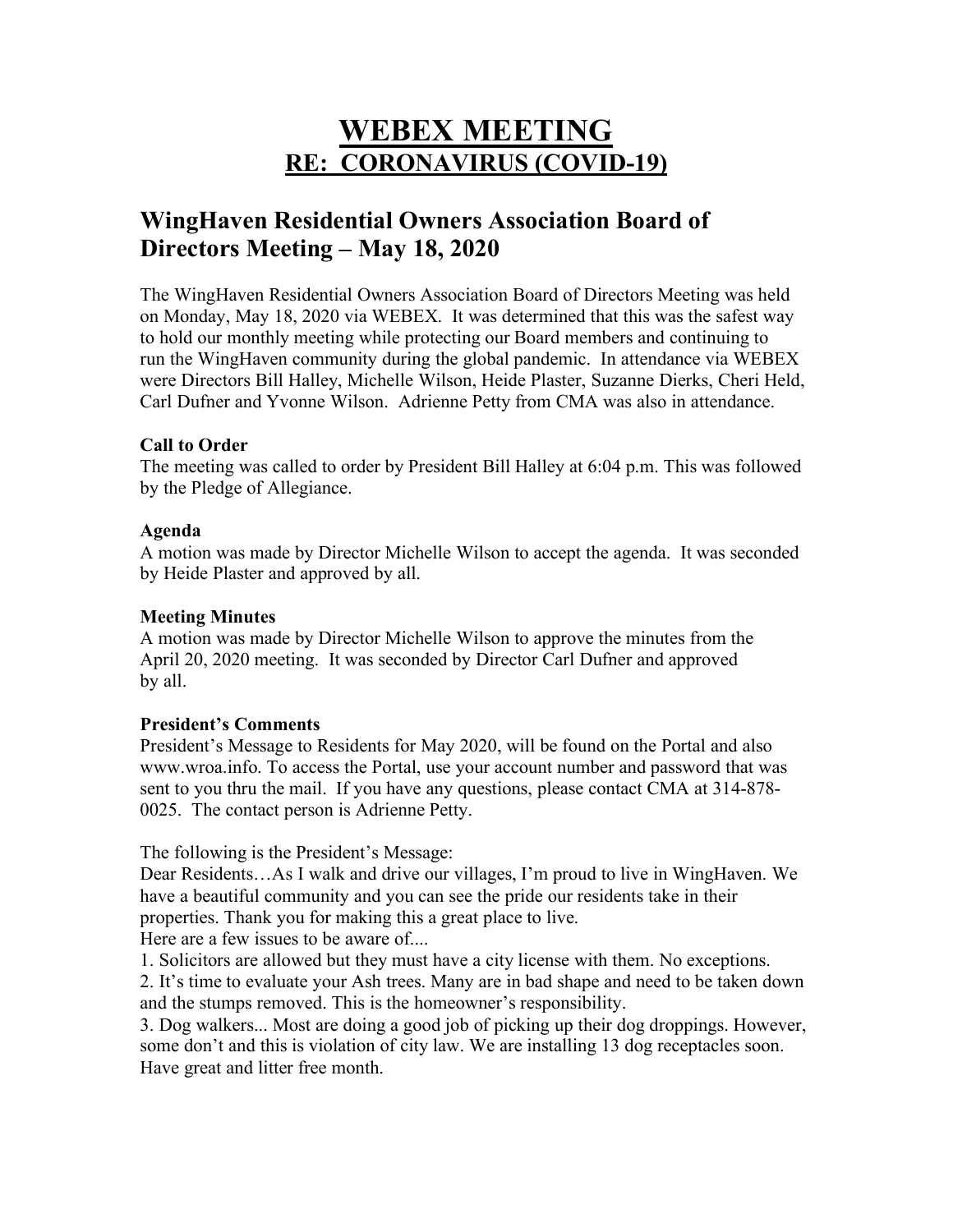# WEBEX MEETING
## RE: CORONAVIRUS (COVID-19)

## WingHaven Residential Owners Association Board of Directors Meeting – May 18, 2020

The WingHaven Residential Owners Association Board of Directors Meeting was held on Monday, May 18, 2020 via WEBEX. It was determined that this was the safest way to hold our monthly meeting while protecting our Board members and continuing to run the WingHaven community during the global pandemic. In attendance via WEBEX were Directors Bill Halley, Michelle Wilson, Heide Plaster, Suzanne Dierks, Cheri Held, Carl Dufner and Yvonne Wilson. Adrienne Petty from CMA was also in attendance.

**Call to Order**
The meeting was called to order by President Bill Halley at 6:04 p.m. This was followed by the Pledge of Allegiance.

**Agenda**
A motion was made by Director Michelle Wilson to accept the agenda. It was seconded by Heide Plaster and approved by all.

**Meeting Minutes**
A motion was made by Director Michelle Wilson to approve the minutes from the April 20, 2020 meeting. It was seconded by Director Carl Dufner and approved by all.

**President's Comments**
President's Message to Residents for May 2020, will be found on the Portal and also www.wroa.info. To access the Portal, use your account number and password that was sent to you thru the mail. If you have any questions, please contact CMA at 314-878-0025. The contact person is Adrienne Petty.

The following is the President's Message:
Dear Residents…As I walk and drive our villages, I'm proud to live in WingHaven. We have a beautiful community and you can see the pride our residents take in their properties. Thank you for making this a great place to live.
Here are a few issues to be aware of....
1. Solicitors are allowed but they must have a city license with them. No exceptions.
2. It's time to evaluate your Ash trees. Many are in bad shape and need to be taken down and the stumps removed. This is the homeowner's responsibility.
3. Dog walkers... Most are doing a good job of picking up their dog droppings. However, some don't and this is violation of city law. We are installing 13 dog receptacles soon.
Have great and litter free month.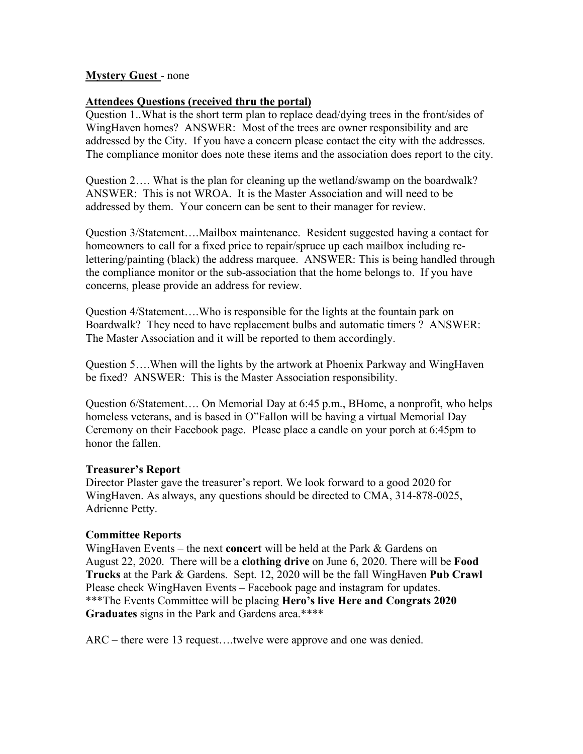**Mystery Guest** - none

**Attendees Questions (received thru the portal)**

Question 1..What is the short term plan to replace dead/dying trees in the front/sides of WingHaven homes? ANSWER: Most of the trees are owner responsibility and are addressed by the City. If you have a concern please contact the city with the addresses. The compliance monitor does note these items and the association does report to the city.

Question 2…. What is the plan for cleaning up the wetland/swamp on the boardwalk? ANSWER: This is not WROA. It is the Master Association and will need to be addressed by them. Your concern can be sent to their manager for review.

Question 3/Statement….Mailbox maintenance. Resident suggested having a contact for homeowners to call for a fixed price to repair/spruce up each mailbox including re-lettering/painting (black) the address marquee. ANSWER: This is being handled through the compliance monitor or the sub-association that the home belongs to. If you have concerns, please provide an address for review.

Question 4/Statement….Who is responsible for the lights at the fountain park on Boardwalk? They need to have replacement bulbs and automatic timers ? ANSWER: The Master Association and it will be reported to them accordingly.

Question 5….When will the lights by the artwork at Phoenix Parkway and WingHaven be fixed? ANSWER: This is the Master Association responsibility.

Question 6/Statement…. On Memorial Day at 6:45 p.m., BHome, a nonprofit, who helps homeless veterans, and is based in O"Fallon will be having a virtual Memorial Day Ceremony on their Facebook page. Please place a candle on your porch at 6:45pm to honor the fallen.

**Treasurer's Report**

Director Plaster gave the treasurer's report. We look forward to a good 2020 for WingHaven. As always, any questions should be directed to CMA, 314-878-0025, Adrienne Petty.

**Committee Reports**

WingHaven Events – the next **concert** will be held at the Park & Gardens on August 22, 2020. There will be a **clothing drive** on June 6, 2020. There will be **Food Trucks** at the Park & Gardens. Sept. 12, 2020 will be the fall WingHaven **Pub Crawl** Please check WingHaven Events – Facebook page and instagram for updates. ***The Events Committee will be placing **Hero's live Here and Congrats 2020 Graduates** signs in the Park and Gardens area.****

ARC – there were 13 request….twelve were approve and one was denied.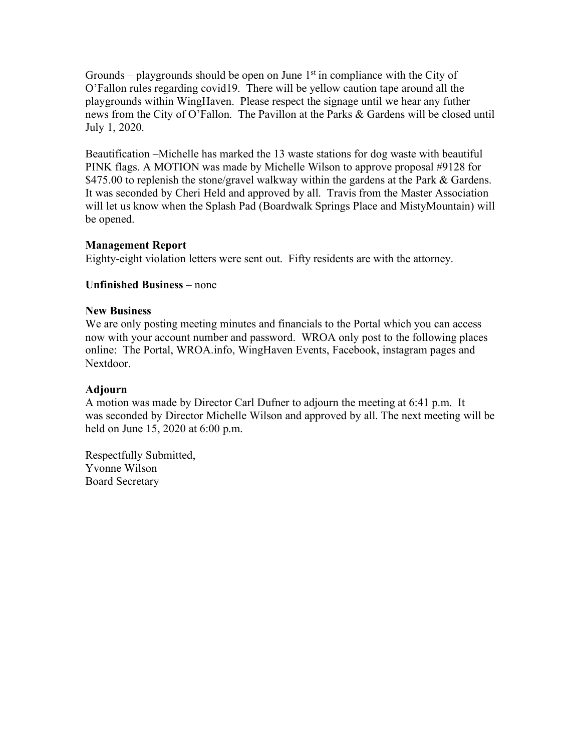Grounds – playgrounds should be open on June 1st in compliance with the City of O'Fallon rules regarding covid19. There will be yellow caution tape around all the playgrounds within WingHaven. Please respect the signage until we hear any futher news from the City of O'Fallon. The Pavillon at the Parks & Gardens will be closed until July 1, 2020.

Beautification –Michelle has marked the 13 waste stations for dog waste with beautiful PINK flags. A MOTION was made by Michelle Wilson to approve proposal #9128 for $475.00 to replenish the stone/gravel walkway within the gardens at the Park & Gardens. It was seconded by Cheri Held and approved by all. Travis from the Master Association will let us know when the Splash Pad (Boardwalk Springs Place and MistyMountain) will be opened.

**Management Report**
Eighty-eight violation letters were sent out. Fifty residents are with the attorney.

**Unfinished Business** – none

**New Business**
We are only posting meeting minutes and financials to the Portal which you can access now with your account number and password. WROA only post to the following places online: The Portal, WROA.info, WingHaven Events, Facebook, instagram pages and Nextdoor.

**Adjourn**
A motion was made by Director Carl Dufner to adjourn the meeting at 6:41 p.m. It was seconded by Director Michelle Wilson and approved by all. The next meeting will be held on June 15, 2020 at 6:00 p.m.

Respectfully Submitted,
Yvonne Wilson
Board Secretary